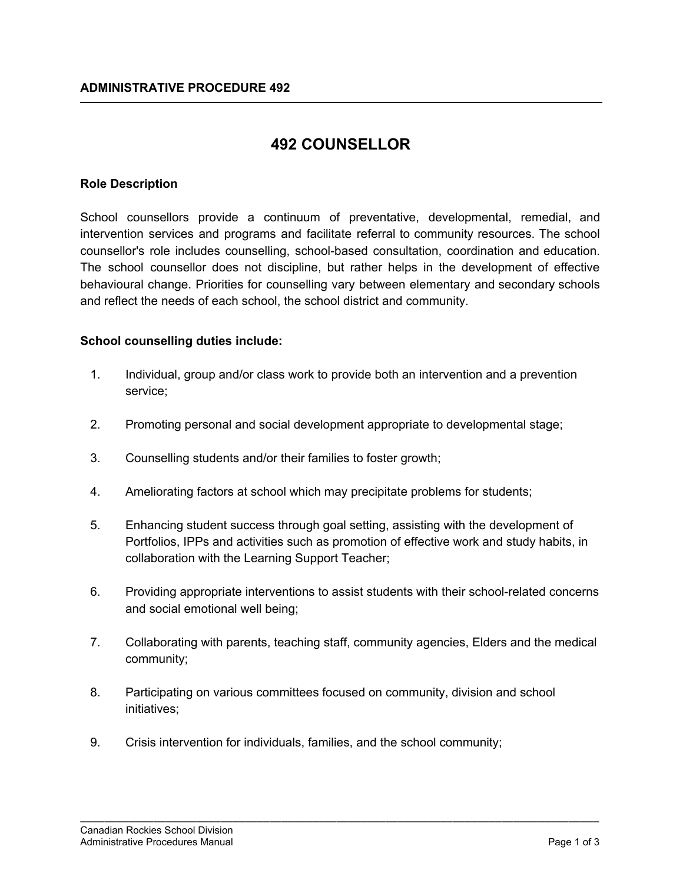**ADMINISTRATIVE PROCEDURE 492**

# 492 COUNSELLOR

**Role Description**

School counsellors provide a continuum of preventative, developmental, remedial, and intervention services and programs and facilitate referral to community resources. The school counsellor's role includes counselling, school-based consultation, coordination and education. The school counsellor does not discipline, but rather helps in the development of effective behavioural change. Priorities for counselling vary between elementary and secondary schools and reflect the needs of each school, the school district and community.

**School counselling duties include:**

1. Individual, group and/or class work to provide both an intervention and a prevention service;
2. Promoting personal and social development appropriate to developmental stage;
3. Counselling students and/or their families to foster growth;
4. Ameliorating factors at school which may precipitate problems for students;
5. Enhancing student success through goal setting, assisting with the development of Portfolios, IPPs and activities such as promotion of effective work and study habits, in collaboration with the Learning Support Teacher;
6. Providing appropriate interventions to assist students with their school-related concerns and social emotional well being;
7. Collaborating with parents, teaching staff, community agencies, Elders and the medical community;
8. Participating on various committees focused on community, division and school initiatives;
9. Crisis intervention for individuals, families, and the school community;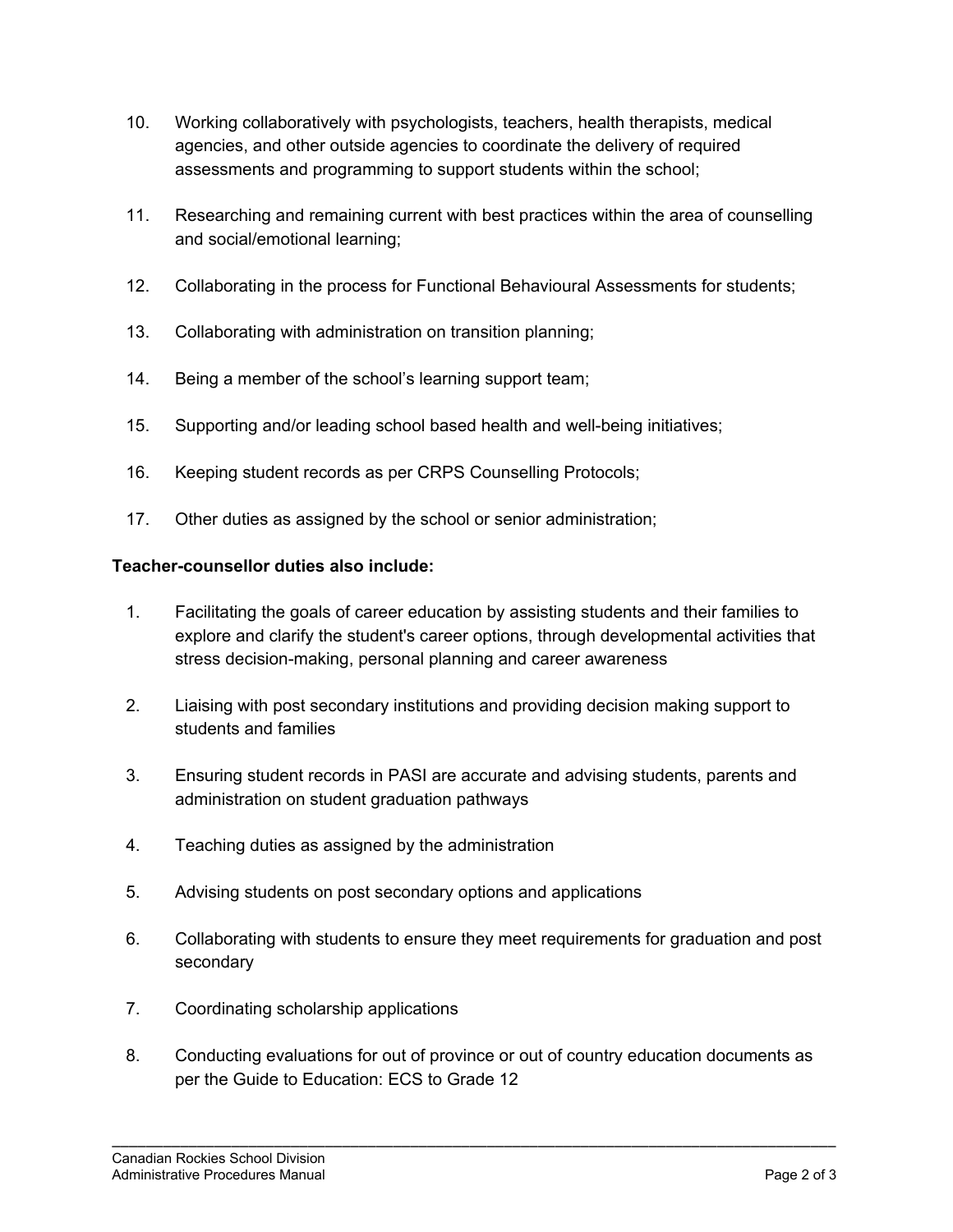10. Working collaboratively with psychologists, teachers, health therapists, medical agencies, and other outside agencies to coordinate the delivery of required assessments and programming to support students within the school;

11. Researching and remaining current with best practices within the area of counselling and social/emotional learning;

12. Collaborating in the process for Functional Behavioural Assessments for students;

13. Collaborating with administration on transition planning;

14. Being a member of the school's learning support team;

15. Supporting and/or leading school based health and well-being initiatives;

16. Keeping student records as per CRPS Counselling Protocols;

17. Other duties as assigned by the school or senior administration;

**Teacher-counsellor duties also include:**

1. Facilitating the goals of career education by assisting students and their families to explore and clarify the student's career options, through developmental activities that stress decision-making, personal planning and career awareness

2. Liaising with post secondary institutions and providing decision making support to students and families

3. Ensuring student records in PASI are accurate and advising students, parents and administration on student graduation pathways

4. Teaching duties as assigned by the administration

5. Advising students on post secondary options and applications

6. Collaborating with students to ensure they meet requirements for graduation and post secondary

7. Coordinating scholarship applications

8. Conducting evaluations for out of province or out of country education documents as per the Guide to Education: ECS to Grade 12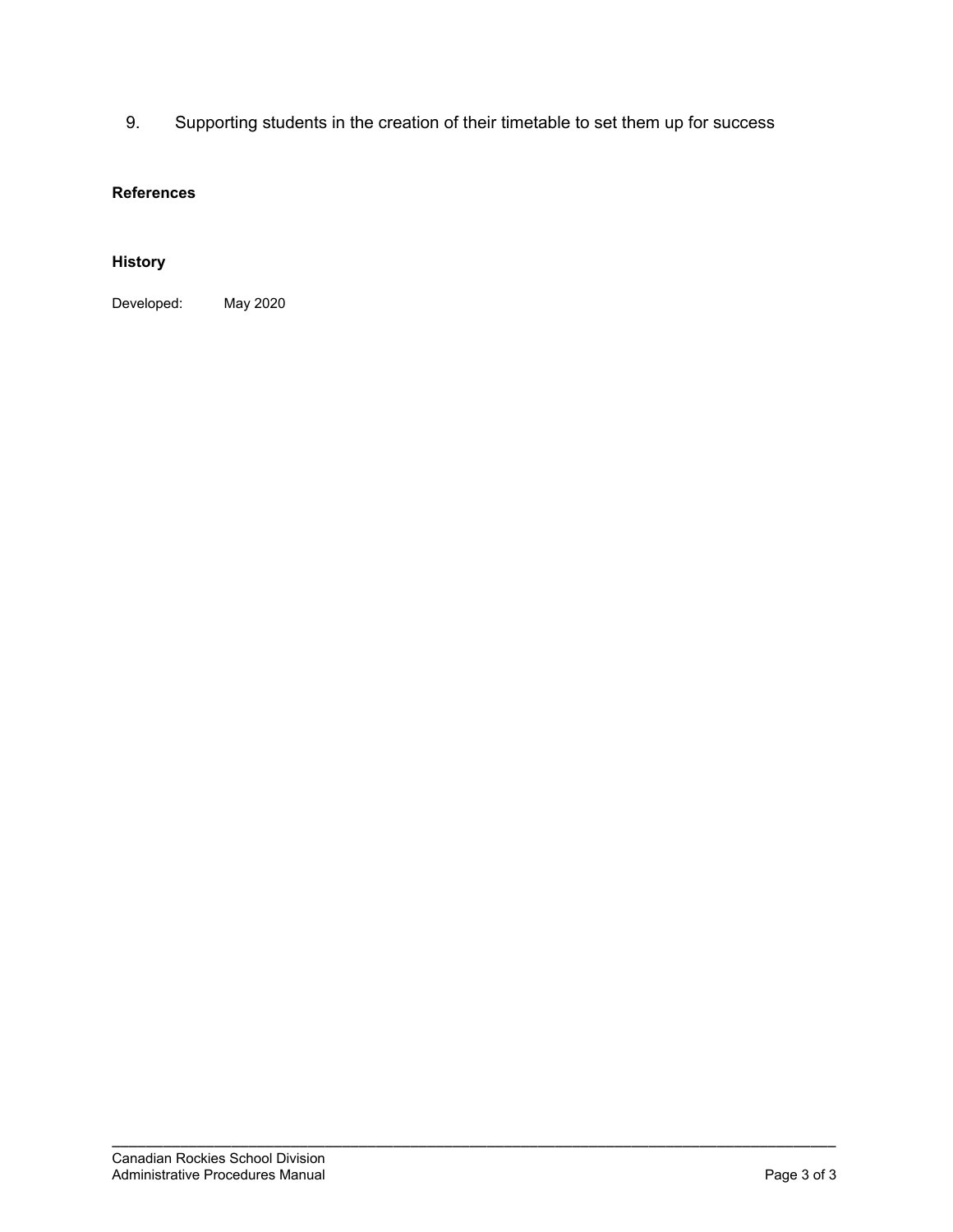9. Supporting students in the creation of their timetable to set them up for success

**References**

**History**

Developed: May 2020